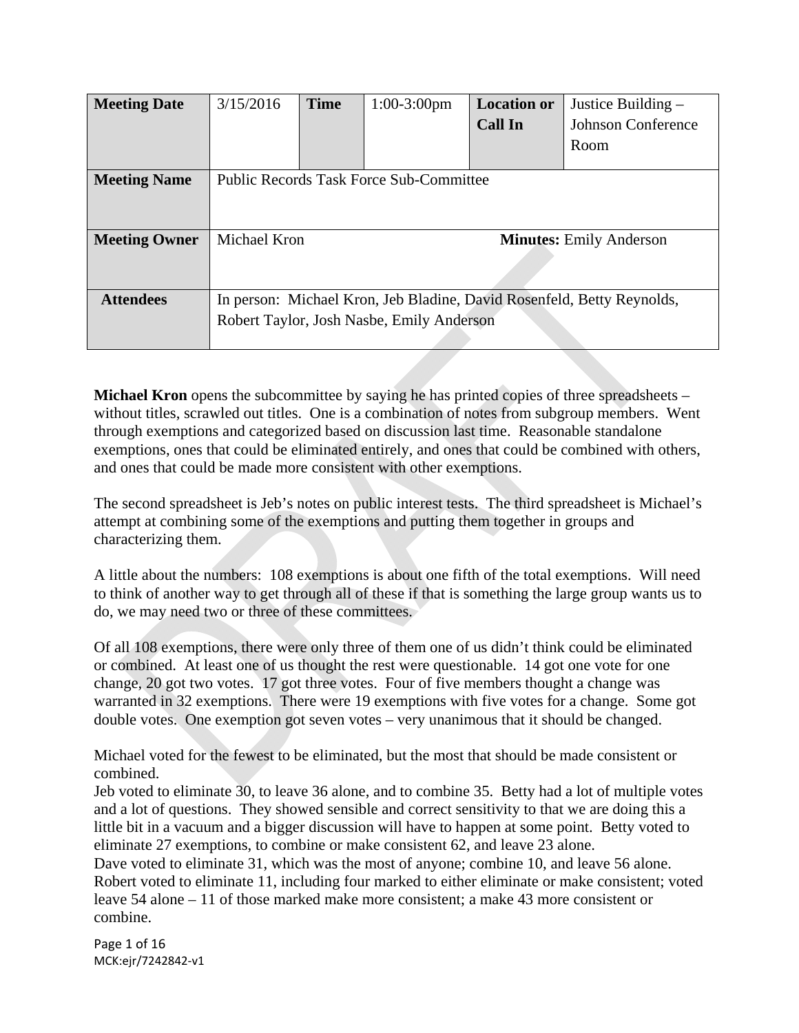| Meeting Date | 3/15/2016 | Time | 1:00-3:00pm | Location or Call In | Justice Building – Johnson Conference Room |
|---|---|---|---|---|---|
| Meeting Name | Public Records Task Force Sub-Committee | | | | |
| Meeting Owner | Michael Kron | | | **Minutes:** Emily Anderson | |
| Attendees | In person: Michael Kron, Jeb Bladine, David Rosenfeld, Betty Reynolds, Robert Taylor, Josh Nasbe, Emily Anderson | | | | |

**Michael Kron** opens the subcommittee by saying he has printed copies of three spreadsheets – without titles, scrawled out titles. One is a combination of notes from subgroup members. Went through exemptions and categorized based on discussion last time. Reasonable standalone exemptions, ones that could be eliminated entirely, and ones that could be combined with others, and ones that could be made more consistent with other exemptions.

The second spreadsheet is Jeb's notes on public interest tests. The third spreadsheet is Michael's attempt at combining some of the exemptions and putting them together in groups and characterizing them.

A little about the numbers: 108 exemptions is about one fifth of the total exemptions. Will need to think of another way to get through all of these if that is something the large group wants us to do, we may need two or three of these committees.

Of all 108 exemptions, there were only three of them one of us didn't think could be eliminated or combined. At least one of us thought the rest were questionable. 14 got one vote for one change, 20 got two votes. 17 got three votes. Four of five members thought a change was warranted in 32 exemptions. There were 19 exemptions with five votes for a change. Some got double votes. One exemption got seven votes – very unanimous that it should be changed.

Michael voted for the fewest to be eliminated, but the most that should be made consistent or combined.
Jeb voted to eliminate 30, to leave 36 alone, and to combine 35. Betty had a lot of multiple votes and a lot of questions. They showed sensible and correct sensitivity to that we are doing this a little bit in a vacuum and a bigger discussion will have to happen at some point. Betty voted to eliminate 27 exemptions, to combine or make consistent 62, and leave 23 alone.
Dave voted to eliminate 31, which was the most of anyone; combine 10, and leave 56 alone.
Robert voted to eliminate 11, including four marked to either eliminate or make consistent; voted leave 54 alone – 11 of those marked make more consistent; a make 43 more consistent or combine.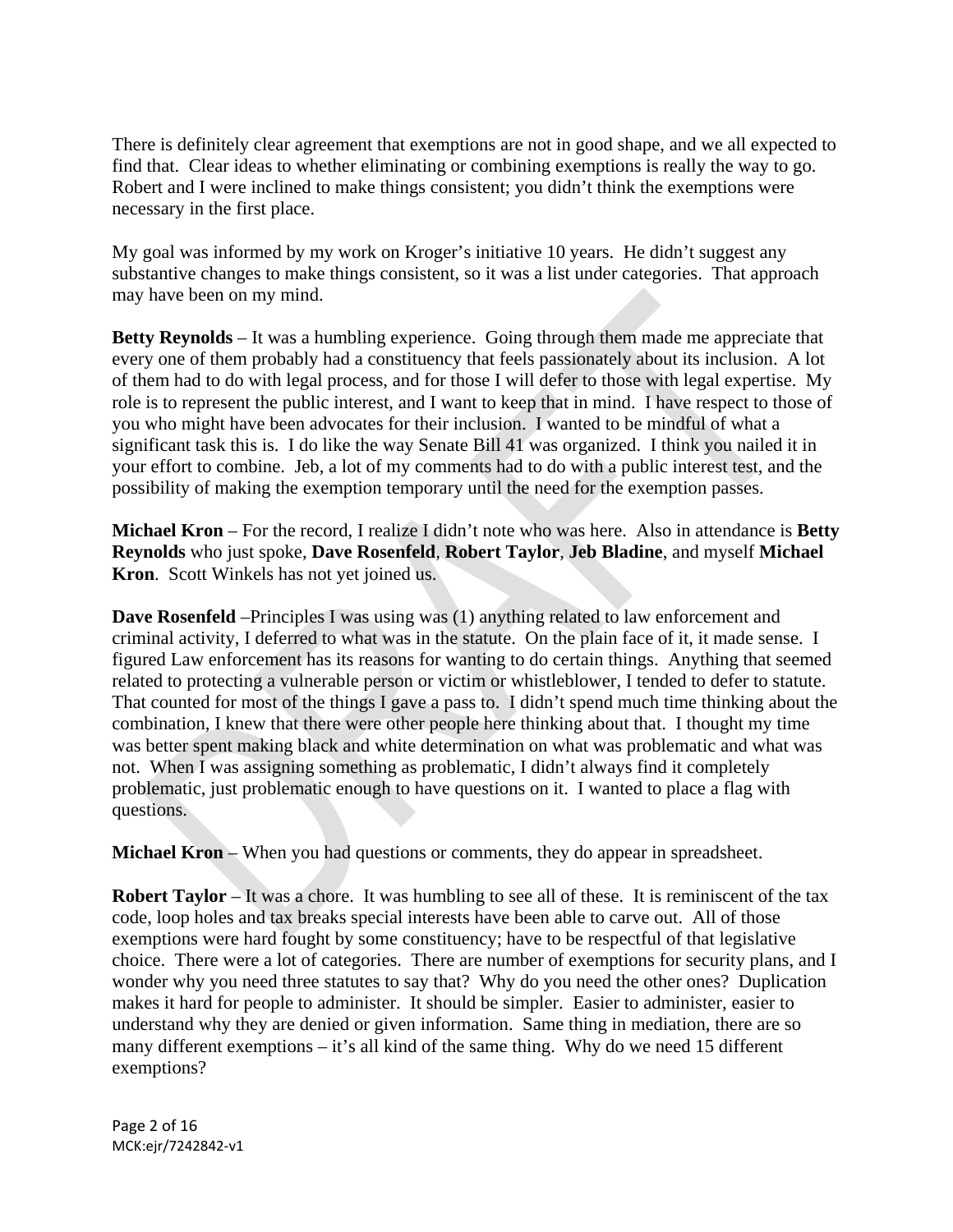There is definitely clear agreement that exemptions are not in good shape, and we all expected to find that. Clear ideas to whether eliminating or combining exemptions is really the way to go. Robert and I were inclined to make things consistent; you didn't think the exemptions were necessary in the first place.

My goal was informed by my work on Kroger's initiative 10 years. He didn't suggest any substantive changes to make things consistent, so it was a list under categories. That approach may have been on my mind.

**Betty Reynolds** – It was a humbling experience. Going through them made me appreciate that every one of them probably had a constituency that feels passionately about its inclusion. A lot of them had to do with legal process, and for those I will defer to those with legal expertise. My role is to represent the public interest, and I want to keep that in mind. I have respect to those of you who might have been advocates for their inclusion. I wanted to be mindful of what a significant task this is. I do like the way Senate Bill 41 was organized. I think you nailed it in your effort to combine. Jeb, a lot of my comments had to do with a public interest test, and the possibility of making the exemption temporary until the need for the exemption passes.

**Michael Kron** – For the record, I realize I didn't note who was here. Also in attendance is **Betty Reynolds** who just spoke, **Dave Rosenfeld**, **Robert Taylor**, **Jeb Bladine**, and myself **Michael Kron**. Scott Winkels has not yet joined us.

**Dave Rosenfeld** –Principles I was using was (1) anything related to law enforcement and criminal activity, I deferred to what was in the statute. On the plain face of it, it made sense. I figured Law enforcement has its reasons for wanting to do certain things. Anything that seemed related to protecting a vulnerable person or victim or whistleblower, I tended to defer to statute. That counted for most of the things I gave a pass to. I didn't spend much time thinking about the combination, I knew that there were other people here thinking about that. I thought my time was better spent making black and white determination on what was problematic and what was not. When I was assigning something as problematic, I didn't always find it completely problematic, just problematic enough to have questions on it. I wanted to place a flag with questions.

**Michael Kron** – When you had questions or comments, they do appear in spreadsheet.

**Robert Taylor** – It was a chore. It was humbling to see all of these. It is reminiscent of the tax code, loop holes and tax breaks special interests have been able to carve out. All of those exemptions were hard fought by some constituency; have to be respectful of that legislative choice. There were a lot of categories. There are number of exemptions for security plans, and I wonder why you need three statutes to say that? Why do you need the other ones? Duplication makes it hard for people to administer. It should be simpler. Easier to administer, easier to understand why they are denied or given information. Same thing in mediation, there are so many different exemptions – it's all kind of the same thing. Why do we need 15 different exemptions?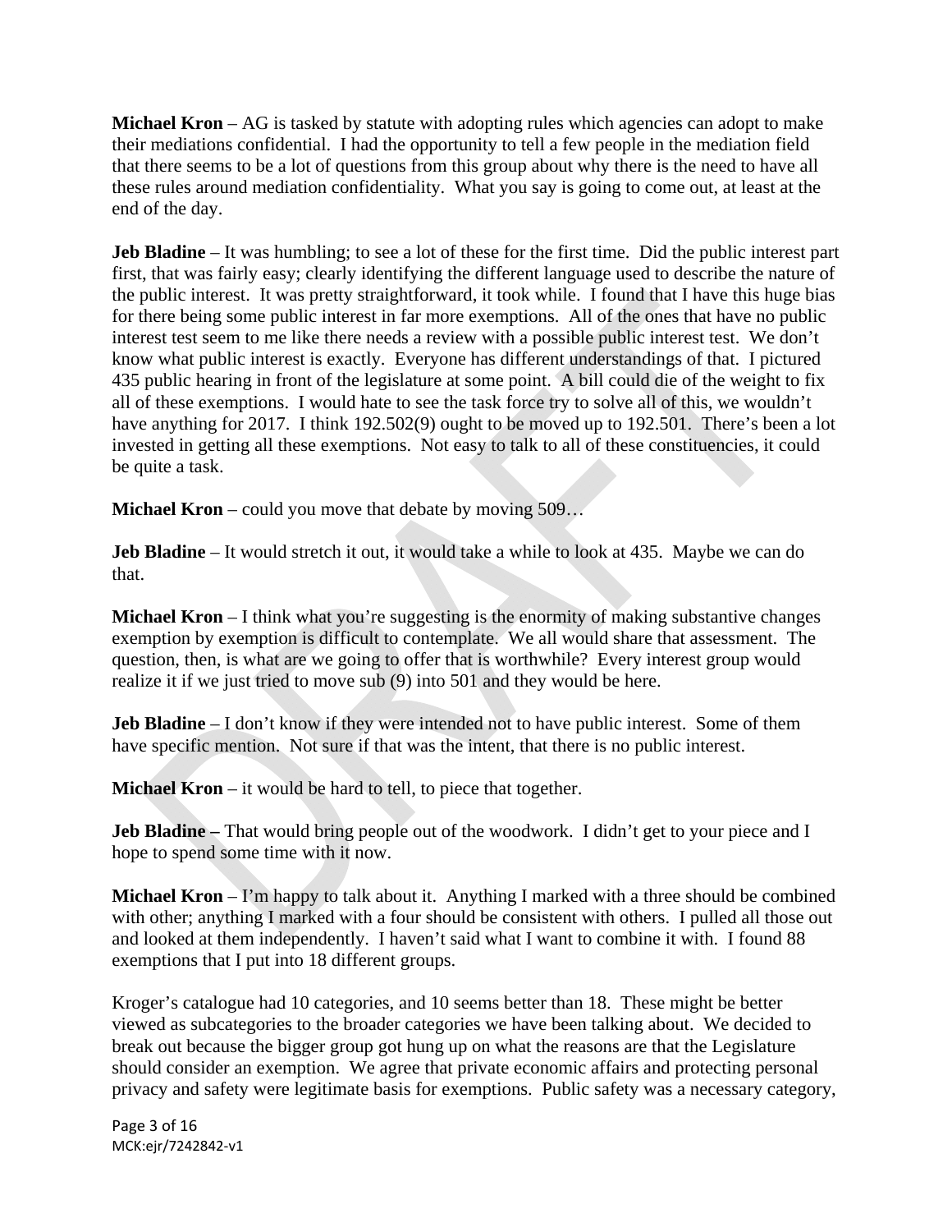**Michael Kron** – AG is tasked by statute with adopting rules which agencies can adopt to make their mediations confidential. I had the opportunity to tell a few people in the mediation field that there seems to be a lot of questions from this group about why there is the need to have all these rules around mediation confidentiality. What you say is going to come out, at least at the end of the day.

**Jeb Bladine** – It was humbling; to see a lot of these for the first time. Did the public interest part first, that was fairly easy; clearly identifying the different language used to describe the nature of the public interest. It was pretty straightforward, it took while. I found that I have this huge bias for there being some public interest in far more exemptions. All of the ones that have no public interest test seem to me like there needs a review with a possible public interest test. We don't know what public interest is exactly. Everyone has different understandings of that. I pictured 435 public hearing in front of the legislature at some point. A bill could die of the weight to fix all of these exemptions. I would hate to see the task force try to solve all of this, we wouldn't have anything for 2017. I think 192.502(9) ought to be moved up to 192.501. There's been a lot invested in getting all these exemptions. Not easy to talk to all of these constituencies, it could be quite a task.

**Michael Kron** – could you move that debate by moving 509…

**Jeb Bladine** – It would stretch it out, it would take a while to look at 435. Maybe we can do that.

**Michael Kron** – I think what you're suggesting is the enormity of making substantive changes exemption by exemption is difficult to contemplate. We all would share that assessment. The question, then, is what are we going to offer that is worthwhile? Every interest group would realize it if we just tried to move sub (9) into 501 and they would be here.

**Jeb Bladine** – I don't know if they were intended not to have public interest. Some of them have specific mention. Not sure if that was the intent, that there is no public interest.

**Michael Kron** – it would be hard to tell, to piece that together.

**Jeb Bladine –** That would bring people out of the woodwork. I didn't get to your piece and I hope to spend some time with it now.

**Michael Kron** – I'm happy to talk about it. Anything I marked with a three should be combined with other; anything I marked with a four should be consistent with others. I pulled all those out and looked at them independently. I haven't said what I want to combine it with. I found 88 exemptions that I put into 18 different groups.

Kroger's catalogue had 10 categories, and 10 seems better than 18. These might be better viewed as subcategories to the broader categories we have been talking about. We decided to break out because the bigger group got hung up on what the reasons are that the Legislature should consider an exemption. We agree that private economic affairs and protecting personal privacy and safety were legitimate basis for exemptions. Public safety was a necessary category,

MCK:ejr/7242842-v1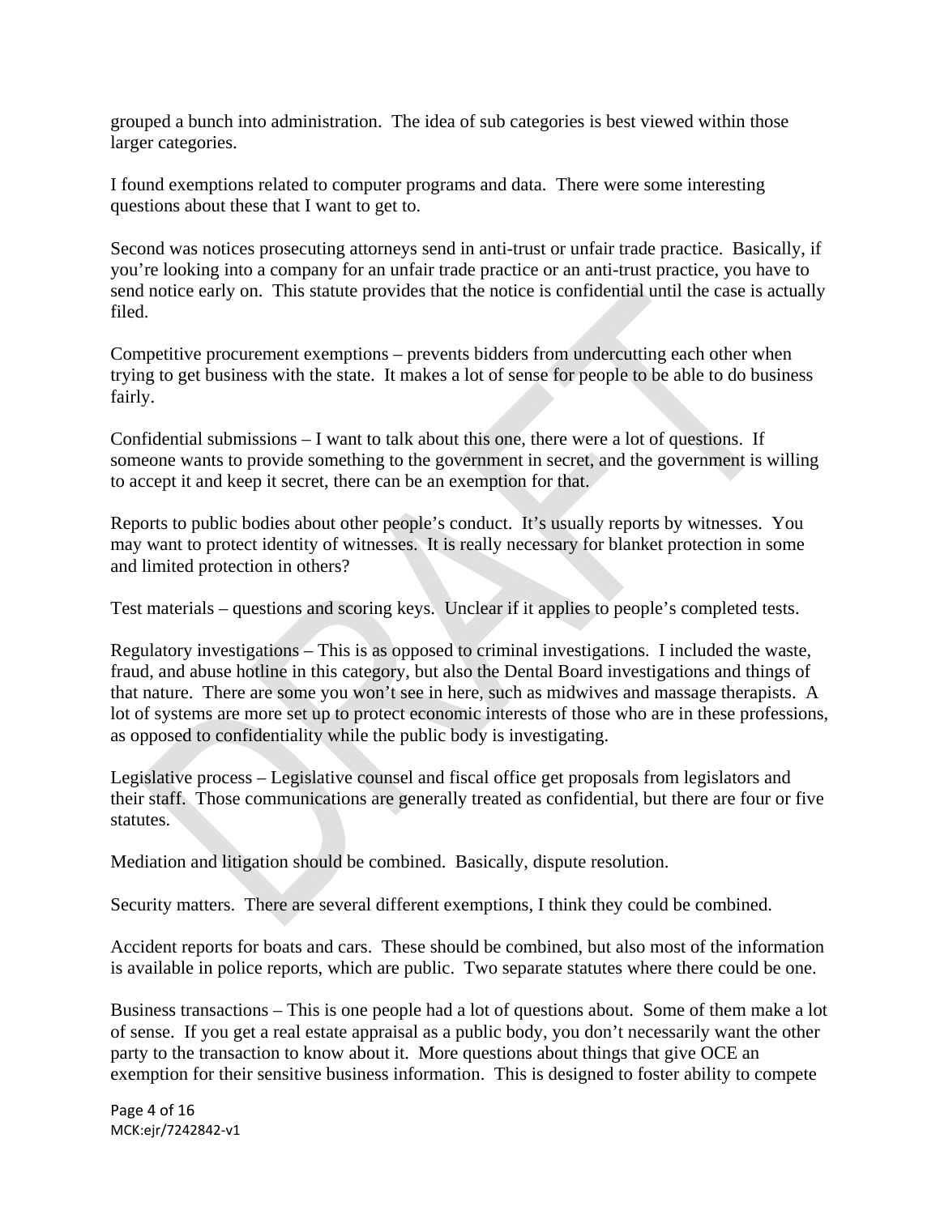grouped a bunch into administration. The idea of sub categories is best viewed within those larger categories.

I found exemptions related to computer programs and data. There were some interesting questions about these that I want to get to.

Second was notices prosecuting attorneys send in anti-trust or unfair trade practice. Basically, if you're looking into a company for an unfair trade practice or an anti-trust practice, you have to send notice early on. This statute provides that the notice is confidential until the case is actually filed.

Competitive procurement exemptions – prevents bidders from undercutting each other when trying to get business with the state. It makes a lot of sense for people to be able to do business fairly.

Confidential submissions – I want to talk about this one, there were a lot of questions. If someone wants to provide something to the government in secret, and the government is willing to accept it and keep it secret, there can be an exemption for that.

Reports to public bodies about other people's conduct. It's usually reports by witnesses. You may want to protect identity of witnesses. It is really necessary for blanket protection in some and limited protection in others?

Test materials – questions and scoring keys. Unclear if it applies to people's completed tests.

Regulatory investigations – This is as opposed to criminal investigations. I included the waste, fraud, and abuse hotline in this category, but also the Dental Board investigations and things of that nature. There are some you won't see in here, such as midwives and massage therapists. A lot of systems are more set up to protect economic interests of those who are in these professions, as opposed to confidentiality while the public body is investigating.

Legislative process – Legislative counsel and fiscal office get proposals from legislators and their staff. Those communications are generally treated as confidential, but there are four or five statutes.

Mediation and litigation should be combined. Basically, dispute resolution.

Security matters. There are several different exemptions, I think they could be combined.

Accident reports for boats and cars. These should be combined, but also most of the information is available in police reports, which are public. Two separate statutes where there could be one.

Business transactions – This is one people had a lot of questions about. Some of them make a lot of sense. If you get a real estate appraisal as a public body, you don't necessarily want the other party to the transaction to know about it. More questions about things that give OCE an exemption for their sensitive business information. This is designed to foster ability to compete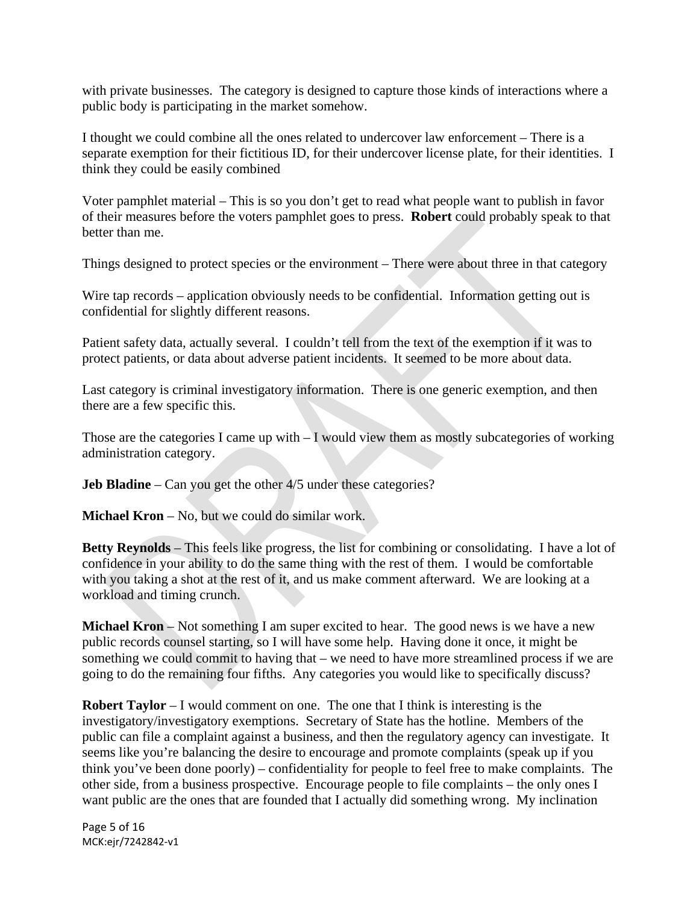with private businesses. The category is designed to capture those kinds of interactions where a public body is participating in the market somehow.

I thought we could combine all the ones related to undercover law enforcement – There is a separate exemption for their fictitious ID, for their undercover license plate, for their identities. I think they could be easily combined

Voter pamphlet material – This is so you don't get to read what people want to publish in favor of their measures before the voters pamphlet goes to press. **Robert** could probably speak to that better than me.

Things designed to protect species or the environment – There were about three in that category

Wire tap records – application obviously needs to be confidential. Information getting out is confidential for slightly different reasons.

Patient safety data, actually several. I couldn't tell from the text of the exemption if it was to protect patients, or data about adverse patient incidents. It seemed to be more about data.

Last category is criminal investigatory information. There is one generic exemption, and then there are a few specific this.

Those are the categories I came up with – I would view them as mostly subcategories of working administration category.

**Jeb Bladine** – Can you get the other 4/5 under these categories?

**Michael Kron** – No, but we could do similar work.

**Betty Reynolds** – This feels like progress, the list for combining or consolidating. I have a lot of confidence in your ability to do the same thing with the rest of them. I would be comfortable with you taking a shot at the rest of it, and us make comment afterward. We are looking at a workload and timing crunch.

**Michael Kron** – Not something I am super excited to hear. The good news is we have a new public records counsel starting, so I will have some help. Having done it once, it might be something we could commit to having that – we need to have more streamlined process if we are going to do the remaining four fifths. Any categories you would like to specifically discuss?

**Robert Taylor** – I would comment on one. The one that I think is interesting is the investigatory/investigatory exemptions. Secretary of State has the hotline. Members of the public can file a complaint against a business, and then the regulatory agency can investigate. It seems like you're balancing the desire to encourage and promote complaints (speak up if you think you've been done poorly) – confidentiality for people to feel free to make complaints. The other side, from a business prospective. Encourage people to file complaints – the only ones I want public are the ones that are founded that I actually did something wrong. My inclination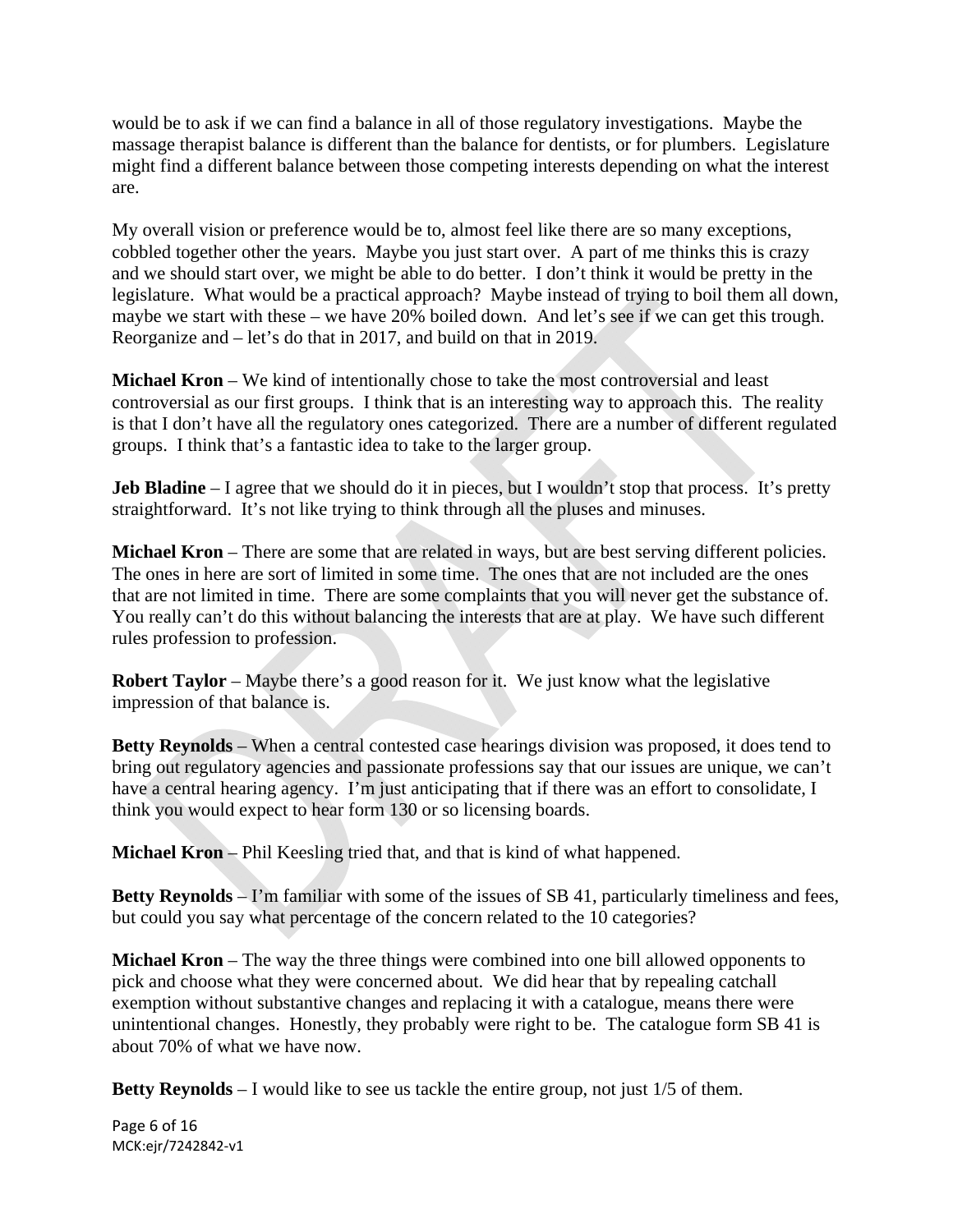would be to ask if we can find a balance in all of those regulatory investigations. Maybe the massage therapist balance is different than the balance for dentists, or for plumbers. Legislature might find a different balance between those competing interests depending on what the interest are.

My overall vision or preference would be to, almost feel like there are so many exceptions, cobbled together other the years. Maybe you just start over. A part of me thinks this is crazy and we should start over, we might be able to do better. I don't think it would be pretty in the legislature. What would be a practical approach? Maybe instead of trying to boil them all down, maybe we start with these – we have 20% boiled down. And let's see if we can get this trough. Reorganize and – let's do that in 2017, and build on that in 2019.

**Michael Kron** – We kind of intentionally chose to take the most controversial and least controversial as our first groups. I think that is an interesting way to approach this. The reality is that I don't have all the regulatory ones categorized. There are a number of different regulated groups. I think that's a fantastic idea to take to the larger group.

**Jeb Bladine** – I agree that we should do it in pieces, but I wouldn't stop that process. It's pretty straightforward. It's not like trying to think through all the pluses and minuses.

**Michael Kron** – There are some that are related in ways, but are best serving different policies. The ones in here are sort of limited in some time. The ones that are not included are the ones that are not limited in time. There are some complaints that you will never get the substance of. You really can't do this without balancing the interests that are at play. We have such different rules profession to profession.

**Robert Taylor** – Maybe there's a good reason for it. We just know what the legislative impression of that balance is.

**Betty Reynolds** – When a central contested case hearings division was proposed, it does tend to bring out regulatory agencies and passionate professions say that our issues are unique, we can't have a central hearing agency. I'm just anticipating that if there was an effort to consolidate, I think you would expect to hear form 130 or so licensing boards.

**Michael Kron** – Phil Keesling tried that, and that is kind of what happened.

**Betty Reynolds** – I'm familiar with some of the issues of SB 41, particularly timeliness and fees, but could you say what percentage of the concern related to the 10 categories?

**Michael Kron** – The way the three things were combined into one bill allowed opponents to pick and choose what they were concerned about. We did hear that by repealing catchall exemption without substantive changes and replacing it with a catalogue, means there were unintentional changes. Honestly, they probably were right to be. The catalogue form SB 41 is about 70% of what we have now.

**Betty Reynolds** – I would like to see us tackle the entire group, not just 1/5 of them.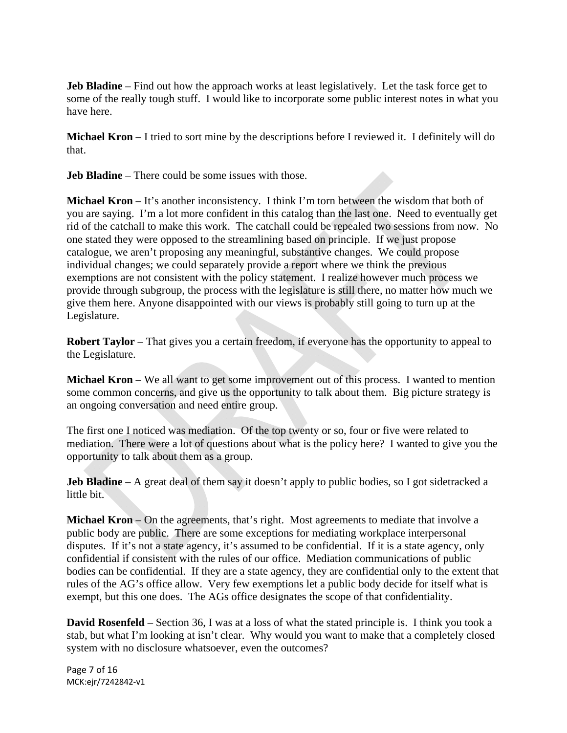**Jeb Bladine** – Find out how the approach works at least legislatively. Let the task force get to some of the really tough stuff. I would like to incorporate some public interest notes in what you have here.

**Michael Kron** – I tried to sort mine by the descriptions before I reviewed it. I definitely will do that.

**Jeb Bladine** – There could be some issues with those.

**Michael Kron** – It's another inconsistency. I think I'm torn between the wisdom that both of you are saying. I'm a lot more confident in this catalog than the last one. Need to eventually get rid of the catchall to make this work. The catchall could be repealed two sessions from now. No one stated they were opposed to the streamlining based on principle. If we just propose catalogue, we aren't proposing any meaningful, substantive changes. We could propose individual changes; we could separately provide a report where we think the previous exemptions are not consistent with the policy statement. I realize however much process we provide through subgroup, the process with the legislature is still there, no matter how much we give them here. Anyone disappointed with our views is probably still going to turn up at the Legislature.

**Robert Taylor** – That gives you a certain freedom, if everyone has the opportunity to appeal to the Legislature.

**Michael Kron** – We all want to get some improvement out of this process. I wanted to mention some common concerns, and give us the opportunity to talk about them. Big picture strategy is an ongoing conversation and need entire group.

The first one I noticed was mediation. Of the top twenty or so, four or five were related to mediation. There were a lot of questions about what is the policy here? I wanted to give you the opportunity to talk about them as a group.

**Jeb Bladine** – A great deal of them say it doesn't apply to public bodies, so I got sidetracked a little bit.

**Michael Kron** – On the agreements, that's right. Most agreements to mediate that involve a public body are public. There are some exceptions for mediating workplace interpersonal disputes. If it's not a state agency, it's assumed to be confidential. If it is a state agency, only confidential if consistent with the rules of our office. Mediation communications of public bodies can be confidential. If they are a state agency, they are confidential only to the extent that rules of the AG's office allow. Very few exemptions let a public body decide for itself what is exempt, but this one does. The AGs office designates the scope of that confidentiality.

**David Rosenfeld** – Section 36, I was at a loss of what the stated principle is. I think you took a stab, but what I'm looking at isn't clear. Why would you want to make that a completely closed system with no disclosure whatsoever, even the outcomes?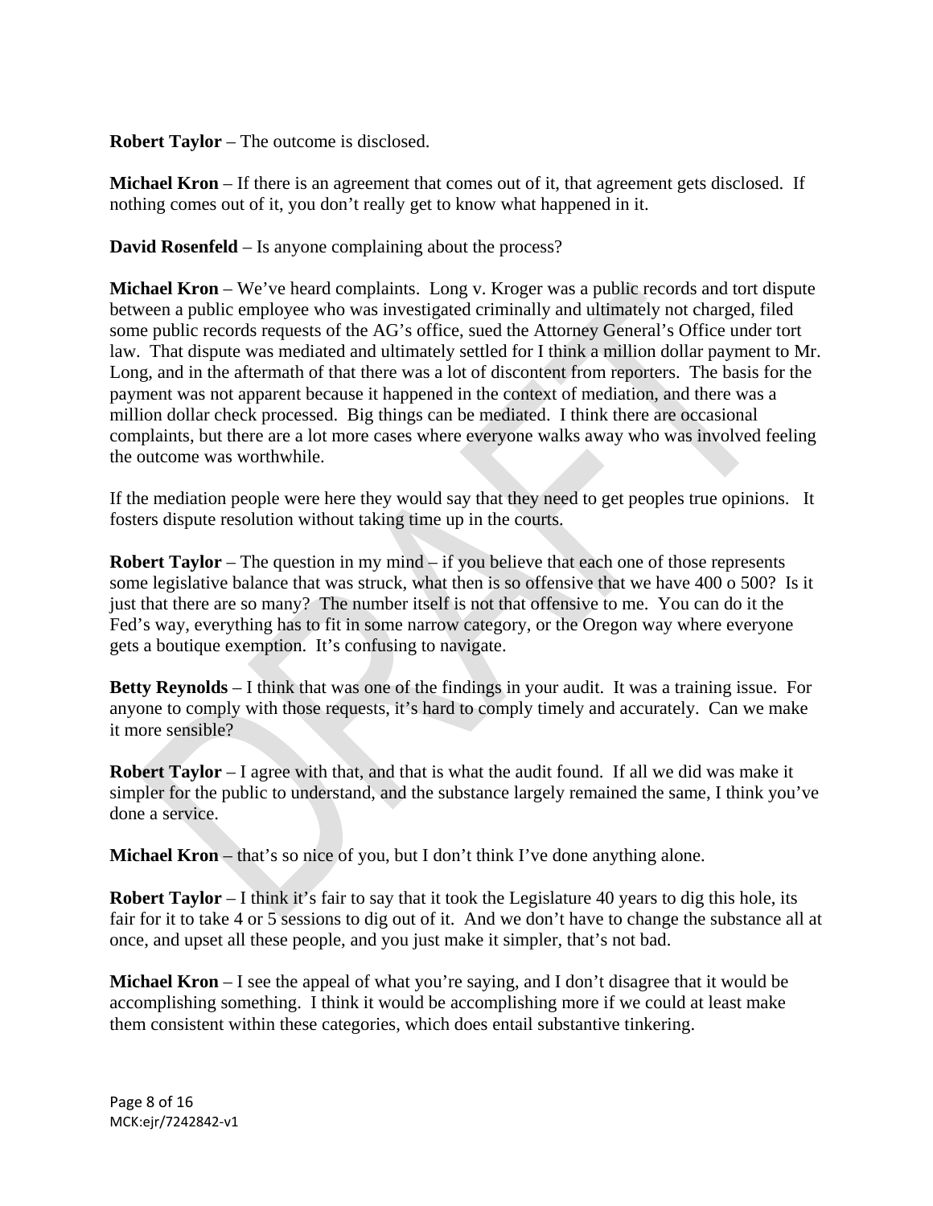**Robert Taylor** – The outcome is disclosed.

**Michael Kron** – If there is an agreement that comes out of it, that agreement gets disclosed. If nothing comes out of it, you don't really get to know what happened in it.

**David Rosenfeld** – Is anyone complaining about the process?

**Michael Kron** – We've heard complaints. Long v. Kroger was a public records and tort dispute between a public employee who was investigated criminally and ultimately not charged, filed some public records requests of the AG's office, sued the Attorney General's Office under tort law. That dispute was mediated and ultimately settled for I think a million dollar payment to Mr. Long, and in the aftermath of that there was a lot of discontent from reporters. The basis for the payment was not apparent because it happened in the context of mediation, and there was a million dollar check processed. Big things can be mediated. I think there are occasional complaints, but there are a lot more cases where everyone walks away who was involved feeling the outcome was worthwhile.

If the mediation people were here they would say that they need to get peoples true opinions. It fosters dispute resolution without taking time up in the courts.

**Robert Taylor** – The question in my mind – if you believe that each one of those represents some legislative balance that was struck, what then is so offensive that we have 400 o 500? Is it just that there are so many? The number itself is not that offensive to me. You can do it the Fed's way, everything has to fit in some narrow category, or the Oregon way where everyone gets a boutique exemption. It's confusing to navigate.

**Betty Reynolds** – I think that was one of the findings in your audit. It was a training issue. For anyone to comply with those requests, it's hard to comply timely and accurately. Can we make it more sensible?

**Robert Taylor** – I agree with that, and that is what the audit found. If all we did was make it simpler for the public to understand, and the substance largely remained the same, I think you've done a service.

**Michael Kron** – that's so nice of you, but I don't think I've done anything alone.

**Robert Taylor** – I think it's fair to say that it took the Legislature 40 years to dig this hole, its fair for it to take 4 or 5 sessions to dig out of it. And we don't have to change the substance all at once, and upset all these people, and you just make it simpler, that's not bad.

**Michael Kron** – I see the appeal of what you're saying, and I don't disagree that it would be accomplishing something. I think it would be accomplishing more if we could at least make them consistent within these categories, which does entail substantive tinkering.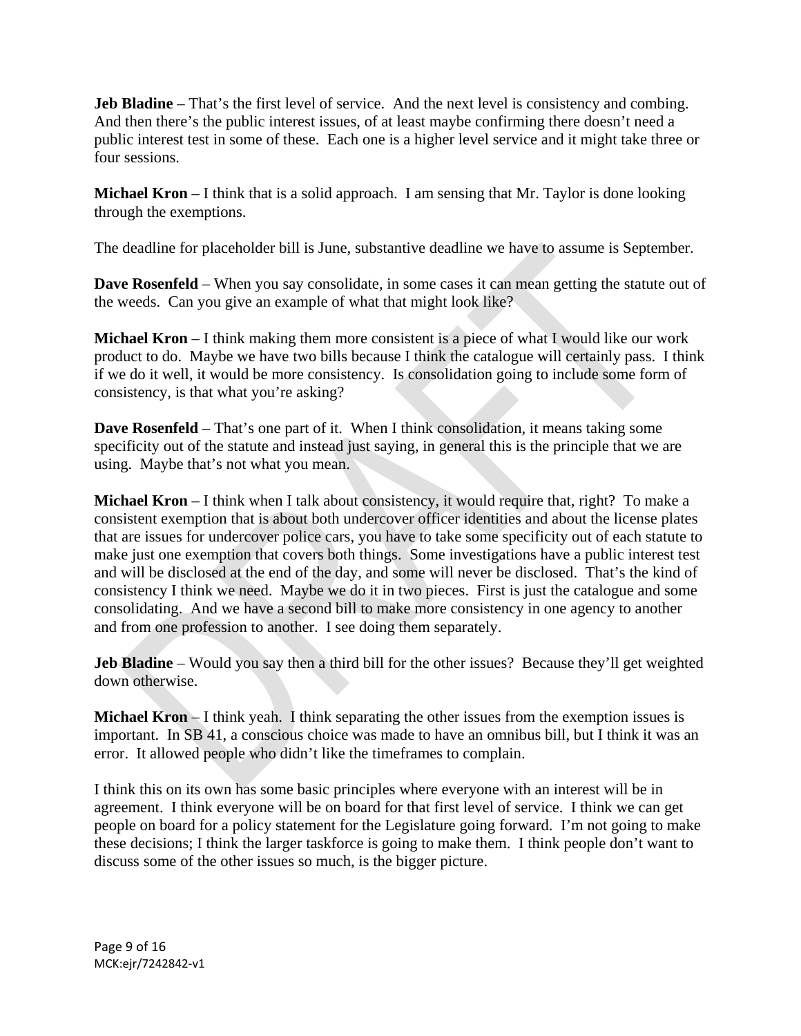**Jeb Bladine** – That's the first level of service. And the next level is consistency and combing. And then there's the public interest issues, of at least maybe confirming there doesn't need a public interest test in some of these. Each one is a higher level service and it might take three or four sessions.

**Michael Kron** – I think that is a solid approach. I am sensing that Mr. Taylor is done looking through the exemptions.

The deadline for placeholder bill is June, substantive deadline we have to assume is September.

**Dave Rosenfeld** – When you say consolidate, in some cases it can mean getting the statute out of the weeds. Can you give an example of what that might look like?

**Michael Kron** – I think making them more consistent is a piece of what I would like our work product to do. Maybe we have two bills because I think the catalogue will certainly pass. I think if we do it well, it would be more consistency. Is consolidation going to include some form of consistency, is that what you're asking?

**Dave Rosenfeld** – That's one part of it. When I think consolidation, it means taking some specificity out of the statute and instead just saying, in general this is the principle that we are using. Maybe that's not what you mean.

**Michael Kron** – I think when I talk about consistency, it would require that, right? To make a consistent exemption that is about both undercover officer identities and about the license plates that are issues for undercover police cars, you have to take some specificity out of each statute to make just one exemption that covers both things. Some investigations have a public interest test and will be disclosed at the end of the day, and some will never be disclosed. That's the kind of consistency I think we need. Maybe we do it in two pieces. First is just the catalogue and some consolidating. And we have a second bill to make more consistency in one agency to another and from one profession to another. I see doing them separately.

**Jeb Bladine** – Would you say then a third bill for the other issues? Because they'll get weighted down otherwise.

**Michael Kron** – I think yeah. I think separating the other issues from the exemption issues is important. In SB 41, a conscious choice was made to have an omnibus bill, but I think it was an error. It allowed people who didn't like the timeframes to complain.

I think this on its own has some basic principles where everyone with an interest will be in agreement. I think everyone will be on board for that first level of service. I think we can get people on board for a policy statement for the Legislature going forward. I'm not going to make these decisions; I think the larger taskforce is going to make them. I think people don't want to discuss some of the other issues so much, is the bigger picture.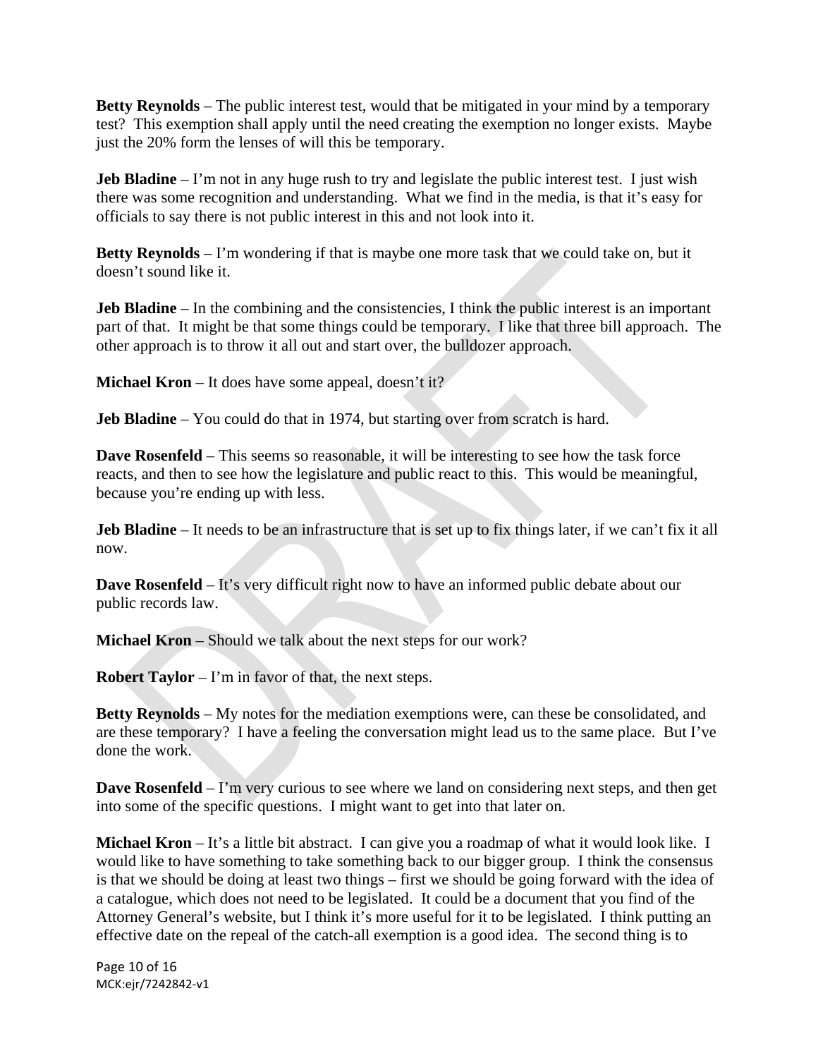**Betty Reynolds** – The public interest test, would that be mitigated in your mind by a temporary test? This exemption shall apply until the need creating the exemption no longer exists. Maybe just the 20% form the lenses of will this be temporary.

**Jeb Bladine** – I'm not in any huge rush to try and legislate the public interest test. I just wish there was some recognition and understanding. What we find in the media, is that it's easy for officials to say there is not public interest in this and not look into it.

**Betty Reynolds** – I'm wondering if that is maybe one more task that we could take on, but it doesn't sound like it.

**Jeb Bladine** – In the combining and the consistencies, I think the public interest is an important part of that. It might be that some things could be temporary. I like that three bill approach. The other approach is to throw it all out and start over, the bulldozer approach.

**Michael Kron** – It does have some appeal, doesn't it?

**Jeb Bladine** – You could do that in 1974, but starting over from scratch is hard.

**Dave Rosenfeld** – This seems so reasonable, it will be interesting to see how the task force reacts, and then to see how the legislature and public react to this. This would be meaningful, because you're ending up with less.

**Jeb Bladine** – It needs to be an infrastructure that is set up to fix things later, if we can't fix it all now.

**Dave Rosenfeld** – It's very difficult right now to have an informed public debate about our public records law.

**Michael Kron** – Should we talk about the next steps for our work?

**Robert Taylor** – I'm in favor of that, the next steps.

**Betty Reynolds** – My notes for the mediation exemptions were, can these be consolidated, and are these temporary? I have a feeling the conversation might lead us to the same place. But I've done the work.

**Dave Rosenfeld** – I'm very curious to see where we land on considering next steps, and then get into some of the specific questions. I might want to get into that later on.

**Michael Kron** – It's a little bit abstract. I can give you a roadmap of what it would look like. I would like to have something to take something back to our bigger group. I think the consensus is that we should be doing at least two things – first we should be going forward with the idea of a catalogue, which does not need to be legislated. It could be a document that you find of the Attorney General's website, but I think it's more useful for it to be legislated. I think putting an effective date on the repeal of the catch-all exemption is a good idea. The second thing is to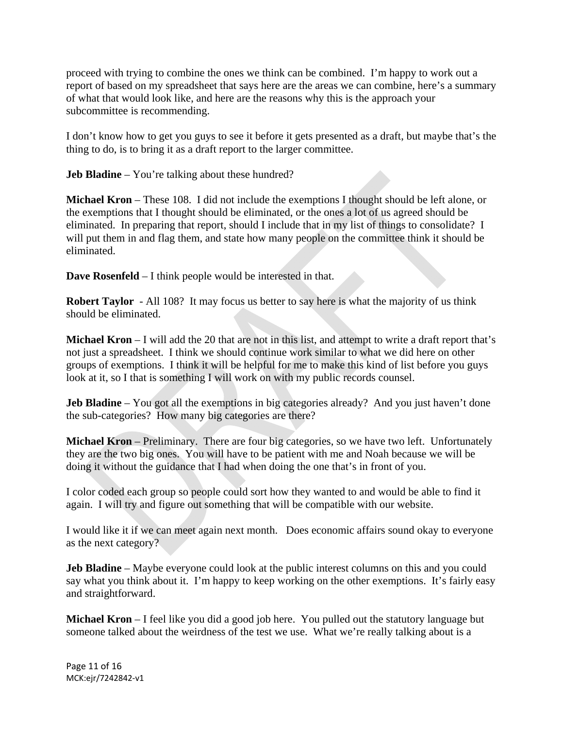proceed with trying to combine the ones we think can be combined. I'm happy to work out a report of based on my spreadsheet that says here are the areas we can combine, here's a summary of what that would look like, and here are the reasons why this is the approach your subcommittee is recommending.

I don't know how to get you guys to see it before it gets presented as a draft, but maybe that's the thing to do, is to bring it as a draft report to the larger committee.

**Jeb Bladine** – You're talking about these hundred?

**Michael Kron** – These 108. I did not include the exemptions I thought should be left alone, or the exemptions that I thought should be eliminated, or the ones a lot of us agreed should be eliminated. In preparing that report, should I include that in my list of things to consolidate? I will put them in and flag them, and state how many people on the committee think it should be eliminated.

**Dave Rosenfeld** – I think people would be interested in that.

**Robert Taylor** - All 108? It may focus us better to say here is what the majority of us think should be eliminated.

**Michael Kron** – I will add the 20 that are not in this list, and attempt to write a draft report that's not just a spreadsheet. I think we should continue work similar to what we did here on other groups of exemptions. I think it will be helpful for me to make this kind of list before you guys look at it, so I that is something I will work on with my public records counsel.

**Jeb Bladine** – You got all the exemptions in big categories already? And you just haven't done the sub-categories? How many big categories are there?

**Michael Kron** – Preliminary. There are four big categories, so we have two left. Unfortunately they are the two big ones. You will have to be patient with me and Noah because we will be doing it without the guidance that I had when doing the one that's in front of you.

I color coded each group so people could sort how they wanted to and would be able to find it again. I will try and figure out something that will be compatible with our website.

I would like it if we can meet again next month. Does economic affairs sound okay to everyone as the next category?

**Jeb Bladine** – Maybe everyone could look at the public interest columns on this and you could say what you think about it. I'm happy to keep working on the other exemptions. It's fairly easy and straightforward.

**Michael Kron** – I feel like you did a good job here. You pulled out the statutory language but someone talked about the weirdness of the test we use. What we're really talking about is a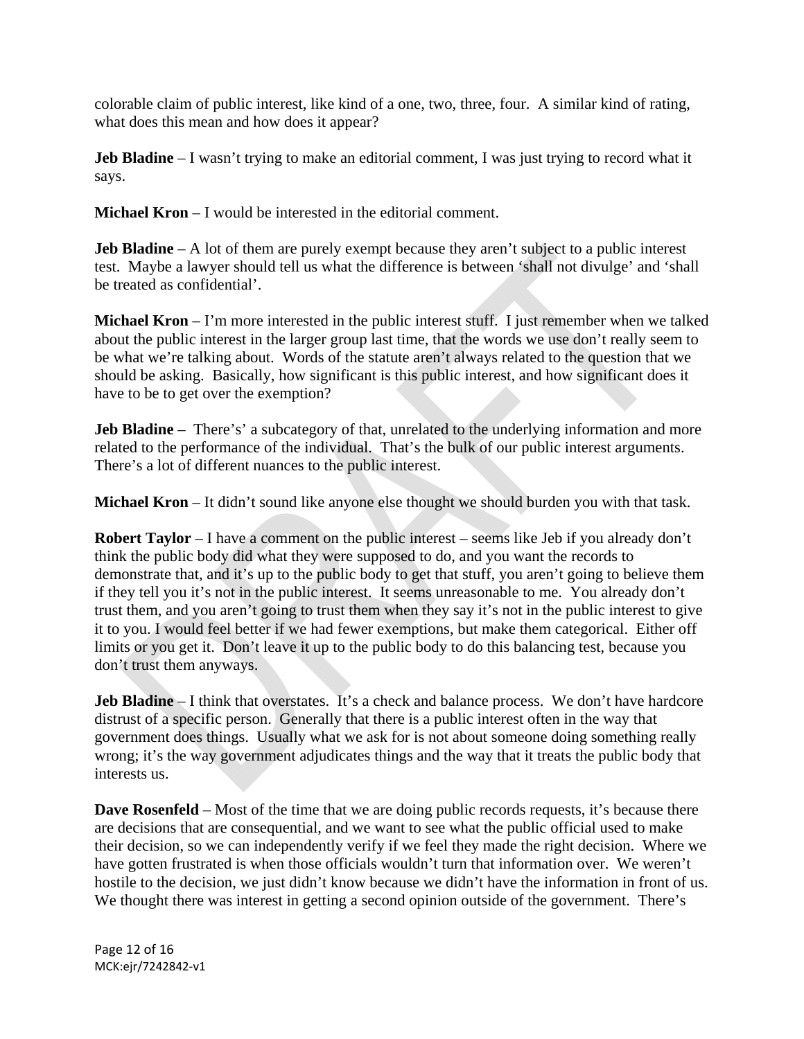colorable claim of public interest, like kind of a one, two, three, four. A similar kind of rating, what does this mean and how does it appear?

**Jeb Bladine** – I wasn't trying to make an editorial comment, I was just trying to record what it says.

**Michael Kron** – I would be interested in the editorial comment.

**Jeb Bladine** – A lot of them are purely exempt because they aren't subject to a public interest test. Maybe a lawyer should tell us what the difference is between 'shall not divulge' and 'shall be treated as confidential'.

**Michael Kron** – I'm more interested in the public interest stuff. I just remember when we talked about the public interest in the larger group last time, that the words we use don't really seem to be what we're talking about. Words of the statute aren't always related to the question that we should be asking. Basically, how significant is this public interest, and how significant does it have to be to get over the exemption?

**Jeb Bladine** – There's' a subcategory of that, unrelated to the underlying information and more related to the performance of the individual. That's the bulk of our public interest arguments. There's a lot of different nuances to the public interest.

**Michael Kron** – It didn't sound like anyone else thought we should burden you with that task.

**Robert Taylor** – I have a comment on the public interest – seems like Jeb if you already don't think the public body did what they were supposed to do, and you want the records to demonstrate that, and it's up to the public body to get that stuff, you aren't going to believe them if they tell you it's not in the public interest. It seems unreasonable to me. You already don't trust them, and you aren't going to trust them when they say it's not in the public interest to give it to you. I would feel better if we had fewer exemptions, but make them categorical. Either off limits or you get it. Don't leave it up to the public body to do this balancing test, because you don't trust them anyways.

**Jeb Bladine** – I think that overstates. It's a check and balance process. We don't have hardcore distrust of a specific person. Generally that there is a public interest often in the way that government does things. Usually what we ask for is not about someone doing something really wrong; it's the way government adjudicates things and the way that it treats the public body that interests us.

**Dave Rosenfeld** – Most of the time that we are doing public records requests, it's because there are decisions that are consequential, and we want to see what the public official used to make their decision, so we can independently verify if we feel they made the right decision. Where we have gotten frustrated is when those officials wouldn't turn that information over. We weren't hostile to the decision, we just didn't know because we didn't have the information in front of us. We thought there was interest in getting a second opinion outside of the government. There's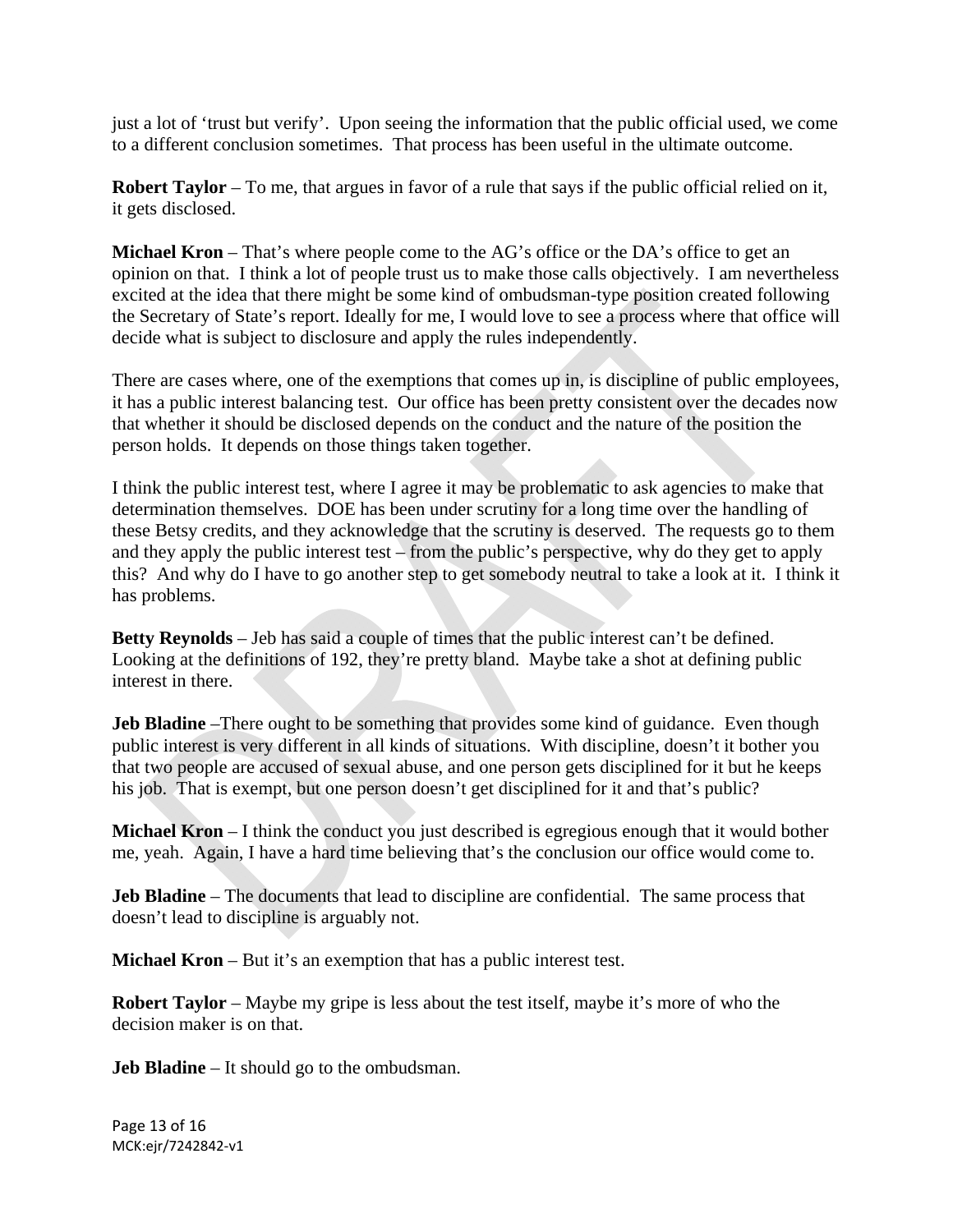just a lot of 'trust but verify'. Upon seeing the information that the public official used, we come to a different conclusion sometimes. That process has been useful in the ultimate outcome.

**Robert Taylor** – To me, that argues in favor of a rule that says if the public official relied on it, it gets disclosed.

**Michael Kron** – That's where people come to the AG's office or the DA's office to get an opinion on that. I think a lot of people trust us to make those calls objectively. I am nevertheless excited at the idea that there might be some kind of ombudsman-type position created following the Secretary of State's report. Ideally for me, I would love to see a process where that office will decide what is subject to disclosure and apply the rules independently.

There are cases where, one of the exemptions that comes up in, is discipline of public employees, it has a public interest balancing test. Our office has been pretty consistent over the decades now that whether it should be disclosed depends on the conduct and the nature of the position the person holds. It depends on those things taken together.

I think the public interest test, where I agree it may be problematic to ask agencies to make that determination themselves. DOE has been under scrutiny for a long time over the handling of these Betsy credits, and they acknowledge that the scrutiny is deserved. The requests go to them and they apply the public interest test – from the public's perspective, why do they get to apply this? And why do I have to go another step to get somebody neutral to take a look at it. I think it has problems.

**Betty Reynolds** – Jeb has said a couple of times that the public interest can't be defined. Looking at the definitions of 192, they're pretty bland. Maybe take a shot at defining public interest in there.

**Jeb Bladine** –There ought to be something that provides some kind of guidance. Even though public interest is very different in all kinds of situations. With discipline, doesn't it bother you that two people are accused of sexual abuse, and one person gets disciplined for it but he keeps his job. That is exempt, but one person doesn't get disciplined for it and that's public?

**Michael Kron** – I think the conduct you just described is egregious enough that it would bother me, yeah. Again, I have a hard time believing that's the conclusion our office would come to.

**Jeb Bladine** – The documents that lead to discipline are confidential. The same process that doesn't lead to discipline is arguably not.

**Michael Kron** – But it's an exemption that has a public interest test.

**Robert Taylor** – Maybe my gripe is less about the test itself, maybe it's more of who the decision maker is on that.

**Jeb Bladine** – It should go to the ombudsman.

MCK:ejr/7242842-v1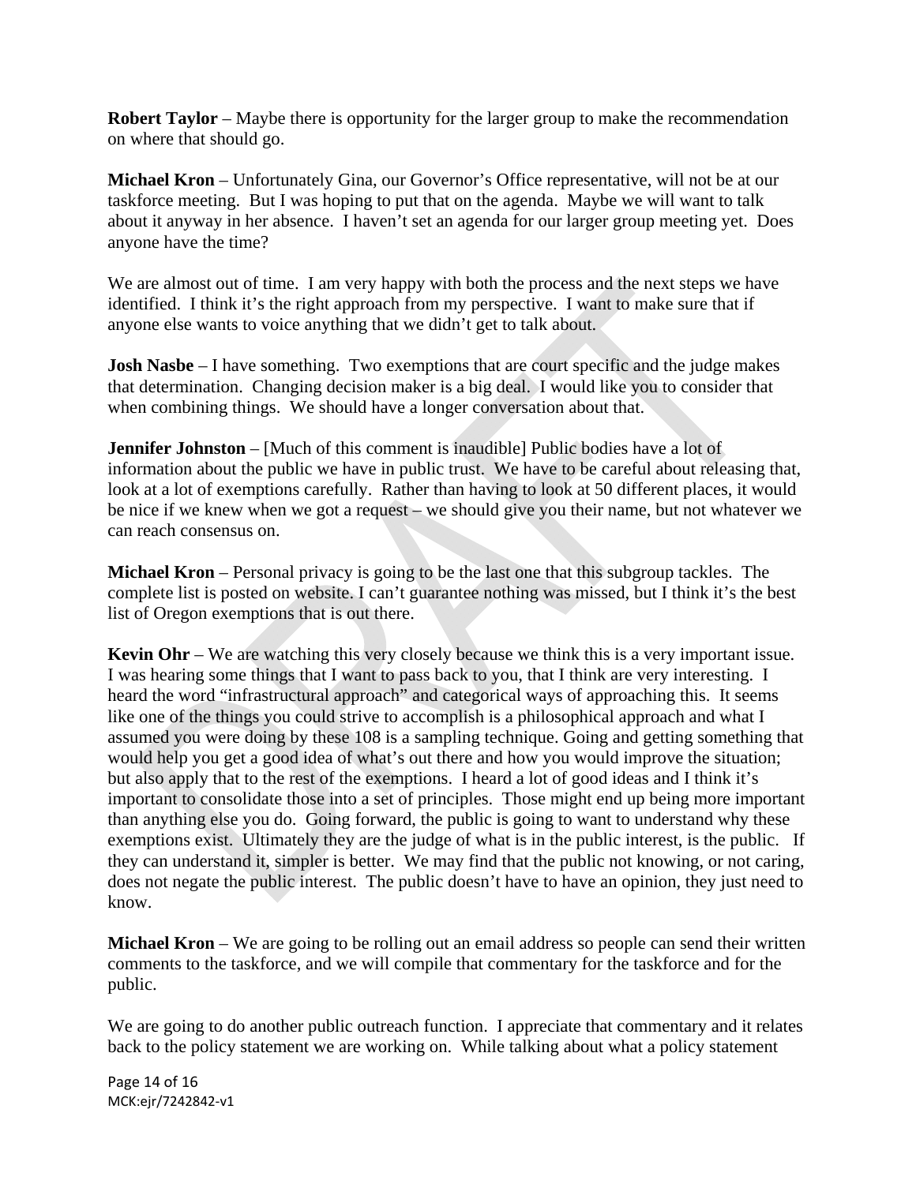**Robert Taylor** – Maybe there is opportunity for the larger group to make the recommendation on where that should go.

**Michael Kron** – Unfortunately Gina, our Governor's Office representative, will not be at our taskforce meeting. But I was hoping to put that on the agenda. Maybe we will want to talk about it anyway in her absence. I haven't set an agenda for our larger group meeting yet. Does anyone have the time?

We are almost out of time. I am very happy with both the process and the next steps we have identified. I think it's the right approach from my perspective. I want to make sure that if anyone else wants to voice anything that we didn't get to talk about.

**Josh Nasbe** – I have something. Two exemptions that are court specific and the judge makes that determination. Changing decision maker is a big deal. I would like you to consider that when combining things. We should have a longer conversation about that.

**Jennifer Johnston** – [Much of this comment is inaudible] Public bodies have a lot of information about the public we have in public trust. We have to be careful about releasing that, look at a lot of exemptions carefully. Rather than having to look at 50 different places, it would be nice if we knew when we got a request – we should give you their name, but not whatever we can reach consensus on.

**Michael Kron** – Personal privacy is going to be the last one that this subgroup tackles. The complete list is posted on website. I can't guarantee nothing was missed, but I think it's the best list of Oregon exemptions that is out there.

**Kevin Ohr** – We are watching this very closely because we think this is a very important issue. I was hearing some things that I want to pass back to you, that I think are very interesting. I heard the word "infrastructural approach" and categorical ways of approaching this. It seems like one of the things you could strive to accomplish is a philosophical approach and what I assumed you were doing by these 108 is a sampling technique. Going and getting something that would help you get a good idea of what's out there and how you would improve the situation; but also apply that to the rest of the exemptions. I heard a lot of good ideas and I think it's important to consolidate those into a set of principles. Those might end up being more important than anything else you do. Going forward, the public is going to want to understand why these exemptions exist. Ultimately they are the judge of what is in the public interest, is the public. If they can understand it, simpler is better. We may find that the public not knowing, or not caring, does not negate the public interest. The public doesn't have to have an opinion, they just need to know.

**Michael Kron** – We are going to be rolling out an email address so people can send their written comments to the taskforce, and we will compile that commentary for the taskforce and for the public.

We are going to do another public outreach function. I appreciate that commentary and it relates back to the policy statement we are working on. While talking about what a policy statement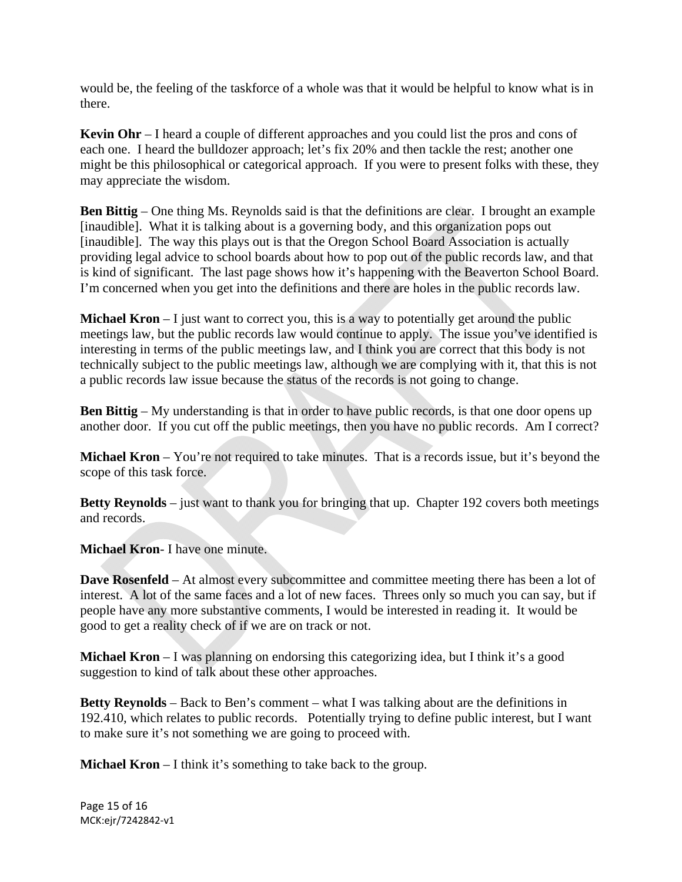would be, the feeling of the taskforce of a whole was that it would be helpful to know what is in there.

**Kevin Ohr** – I heard a couple of different approaches and you could list the pros and cons of each one. I heard the bulldozer approach; let's fix 20% and then tackle the rest; another one might be this philosophical or categorical approach. If you were to present folks with these, they may appreciate the wisdom.

**Ben Bittig** – One thing Ms. Reynolds said is that the definitions are clear. I brought an example [inaudible]. What it is talking about is a governing body, and this organization pops out [inaudible]. The way this plays out is that the Oregon School Board Association is actually providing legal advice to school boards about how to pop out of the public records law, and that is kind of significant. The last page shows how it's happening with the Beaverton School Board. I'm concerned when you get into the definitions and there are holes in the public records law.

**Michael Kron** – I just want to correct you, this is a way to potentially get around the public meetings law, but the public records law would continue to apply. The issue you've identified is interesting in terms of the public meetings law, and I think you are correct that this body is not technically subject to the public meetings law, although we are complying with it, that this is not a public records law issue because the status of the records is not going to change.

**Ben Bittig** – My understanding is that in order to have public records, is that one door opens up another door. If you cut off the public meetings, then you have no public records. Am I correct?

**Michael Kron** – You're not required to take minutes. That is a records issue, but it's beyond the scope of this task force.

**Betty Reynolds** – just want to thank you for bringing that up. Chapter 192 covers both meetings and records.

**Michael Kron**- I have one minute.

**Dave Rosenfeld** – At almost every subcommittee and committee meeting there has been a lot of interest. A lot of the same faces and a lot of new faces. Threes only so much you can say, but if people have any more substantive comments, I would be interested in reading it. It would be good to get a reality check of if we are on track or not.

**Michael Kron** – I was planning on endorsing this categorizing idea, but I think it's a good suggestion to kind of talk about these other approaches.

**Betty Reynolds** – Back to Ben's comment – what I was talking about are the definitions in 192.410, which relates to public records. Potentially trying to define public interest, but I want to make sure it's not something we are going to proceed with.

**Michael Kron** – I think it's something to take back to the group.

MCK:ejr/7242842-v1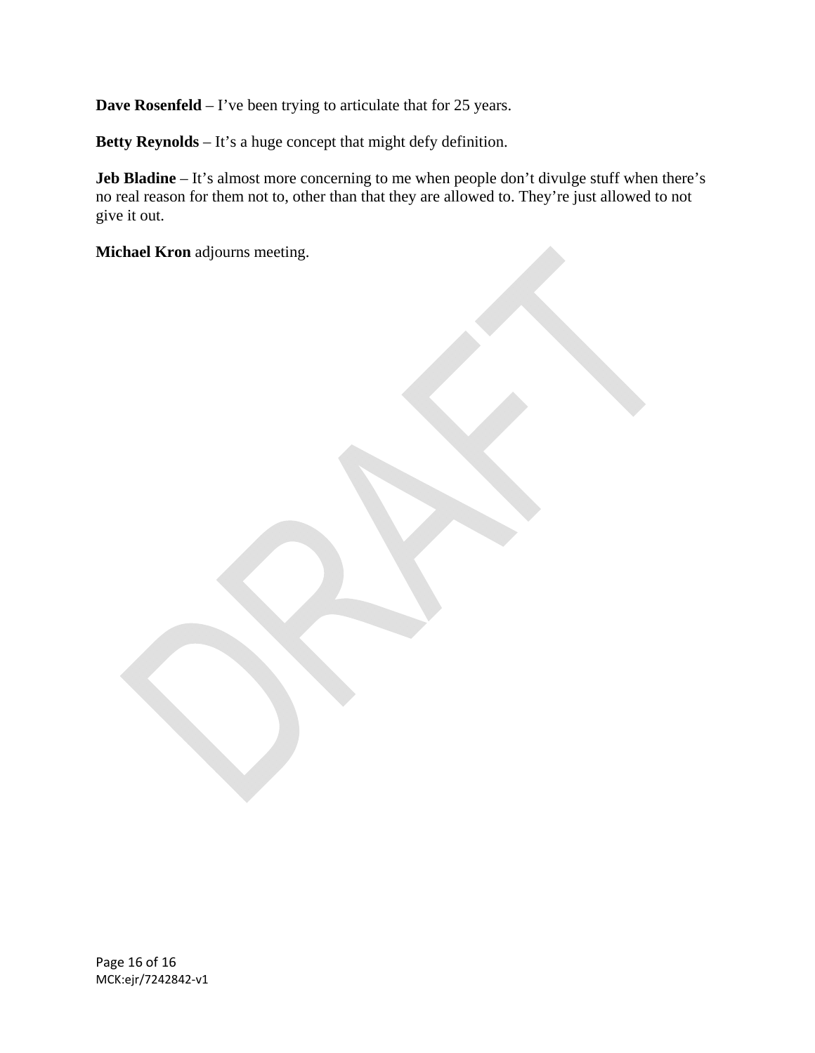**Dave Rosenfeld** – I've been trying to articulate that for 25 years.

**Betty Reynolds** – It's a huge concept that might defy definition.

**Jeb Bladine** – It's almost more concerning to me when people don't divulge stuff when there's no real reason for them not to, other than that they are allowed to. They're just allowed to not give it out.

**Michael Kron** adjourns meeting.